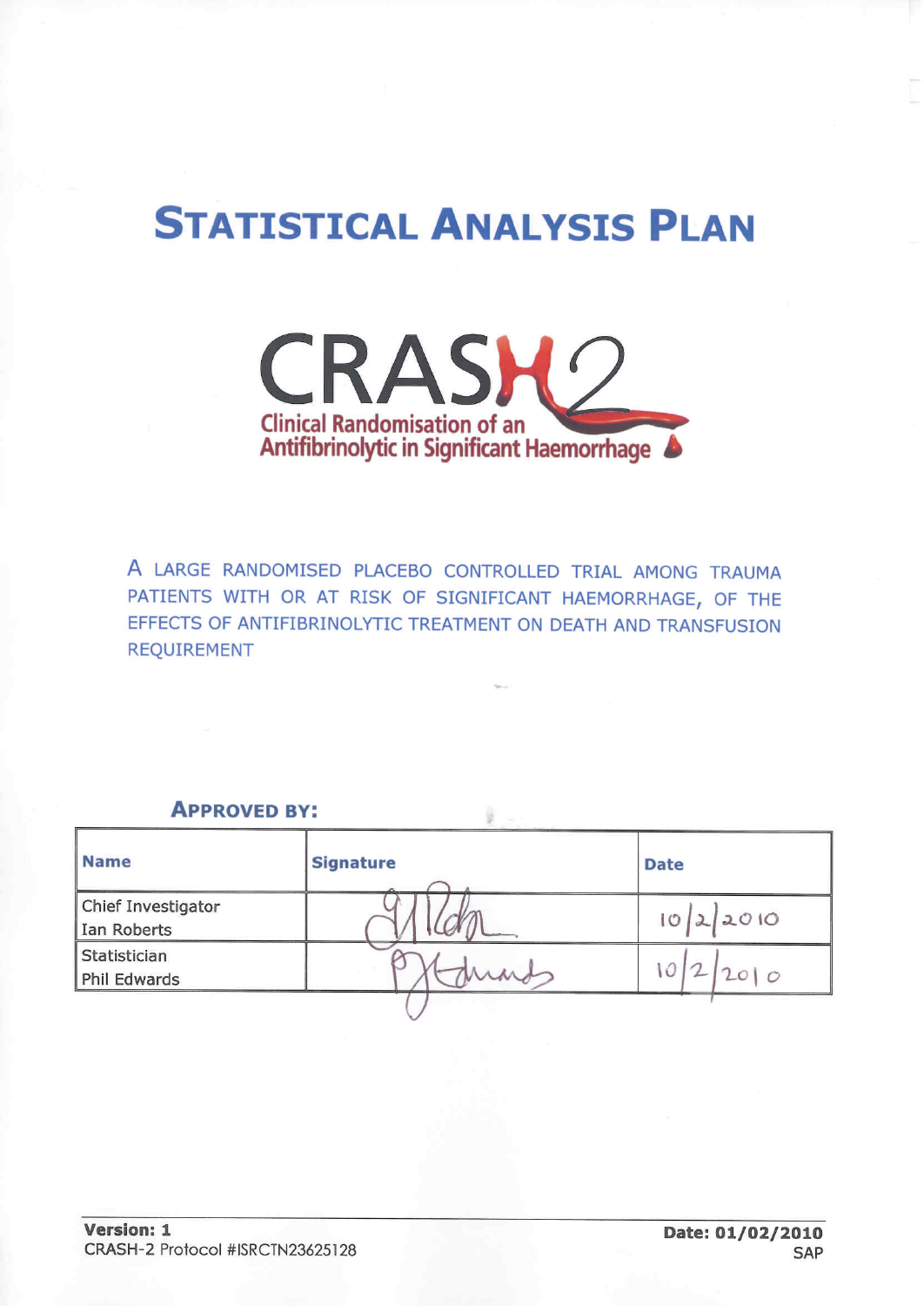# STATISTICAL ANALYSIS PLAN

CRASH-2

Clinical Randomisation of an Antifibrinolytic in Significant Haemorrhage

A LARGE RANDOMISED PLACEBO CONTROLLED TRIAL AMONG TRAUMA PATIENTS WITH OR AT RISK OF SIGNIFICANT HAEMORRHAGE, OF THE EFFECTS OF ANTIFIBRINOLYTIC TREATMENT ON DEATH AND TRANSFUSION REQUIREMENT

## APPROVED BY:

| Name | Signature | Date |
|---|---|---|
| Chief Investigator Ian Roberts | [signature] | 10/2/2010 |
| Statistician Phil Edwards | [signature] | 10/2/2010 |

**Version: 1**
CRASH-2 Protocol #ISRCTN23625128

**Date: 01/02/2010**
SAP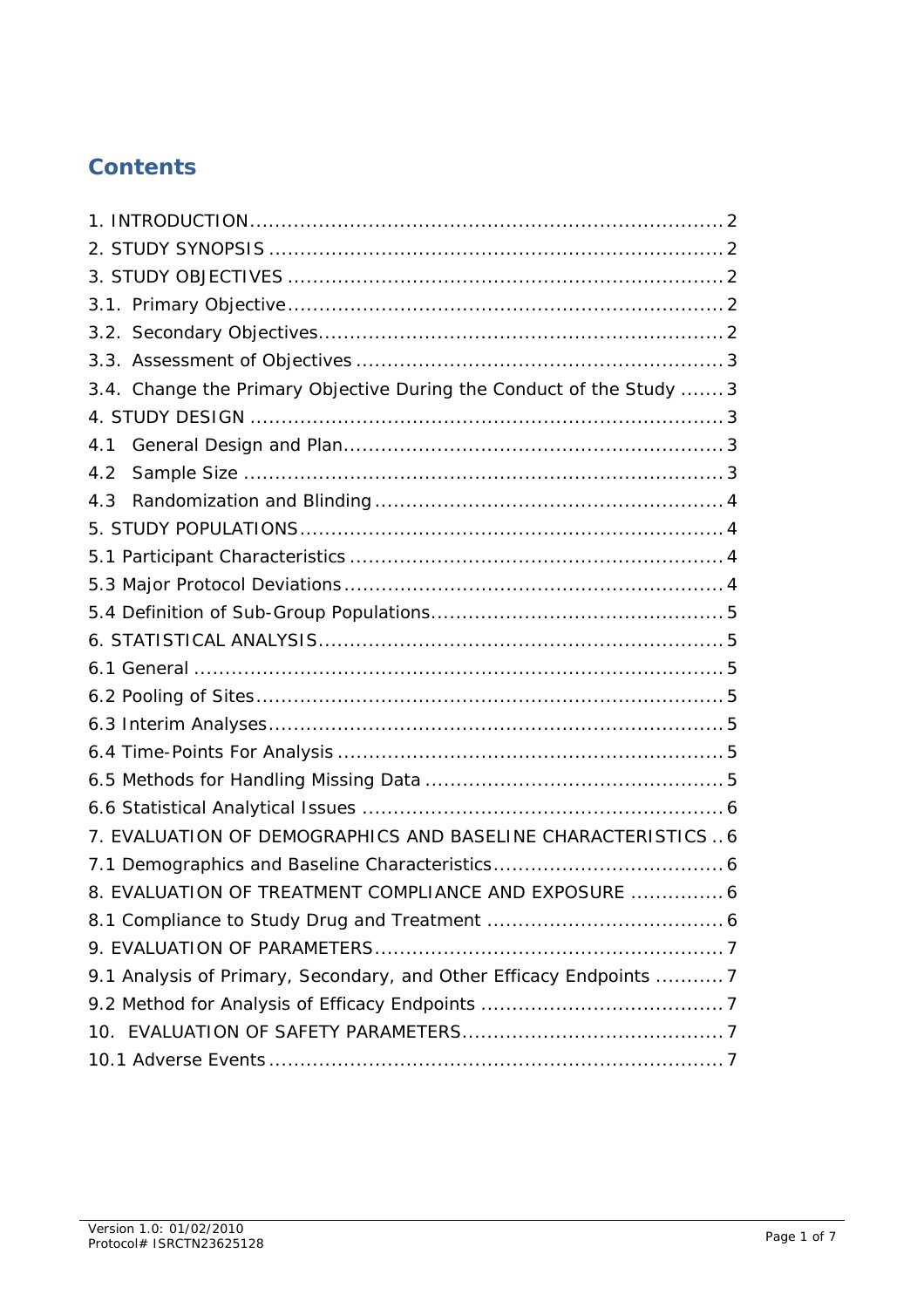## Contents

1. INTRODUCTION ........................................................................ 2
2. STUDY SYNOPSIS ..................................................................... 2
3. STUDY OBJECTIVES .................................................................. 2
3.1. Primary Objective ................................................................... 2
3.2. Secondary Objectives ............................................................. 2
3.3. Assessment of Objectives ....................................................... 3
3.4. Change the Primary Objective During the Conduct of the Study ....... 3
4. STUDY DESIGN ........................................................................ 3
4.1 General Design and Plan .......................................................... 3
4.2 Sample Size ........................................................................... 3
4.3 Randomization and Blinding ...................................................... 4
5. STUDY POPULATIONS ................................................................ 4
5.1 Participant Characteristics ......................................................... 4
5.3 Major Protocol Deviations .......................................................... 4
5.4 Definition of Sub-Group Populations ............................................ 5
6. STATISTICAL ANALYSIS ............................................................. 5
6.1 General ................................................................................. 5
6.2 Pooling of Sites ....................................................................... 5
6.3 Interim Analyses ...................................................................... 5
6.4 Time-Points For Analysis ........................................................... 5
6.5 Methods for Handling Missing Data ............................................. 5
6.6 Statistical Analytical Issues ........................................................ 6
7. EVALUATION OF DEMOGRAPHICS AND BASELINE CHARACTERISTICS .. 6
7.1 Demographics and Baseline Characteristics .................................. 6
8. EVALUATION OF TREATMENT COMPLIANCE AND EXPOSURE ............... 6
8.1 Compliance to Study Drug and Treatment ..................................... 6
9. EVALUATION OF PARAMETERS ..................................................... 7
9.1 Analysis of Primary, Secondary, and Other Efficacy Endpoints ........... 7
9.2 Method for Analysis of Efficacy Endpoints ..................................... 7
10. EVALUATION OF SAFETY PARAMETERS ......................................... 7
10.1 Adverse Events ...................................................................... 7

Version 1.0: 01/02/2010
Protocol# ISRCTN23625128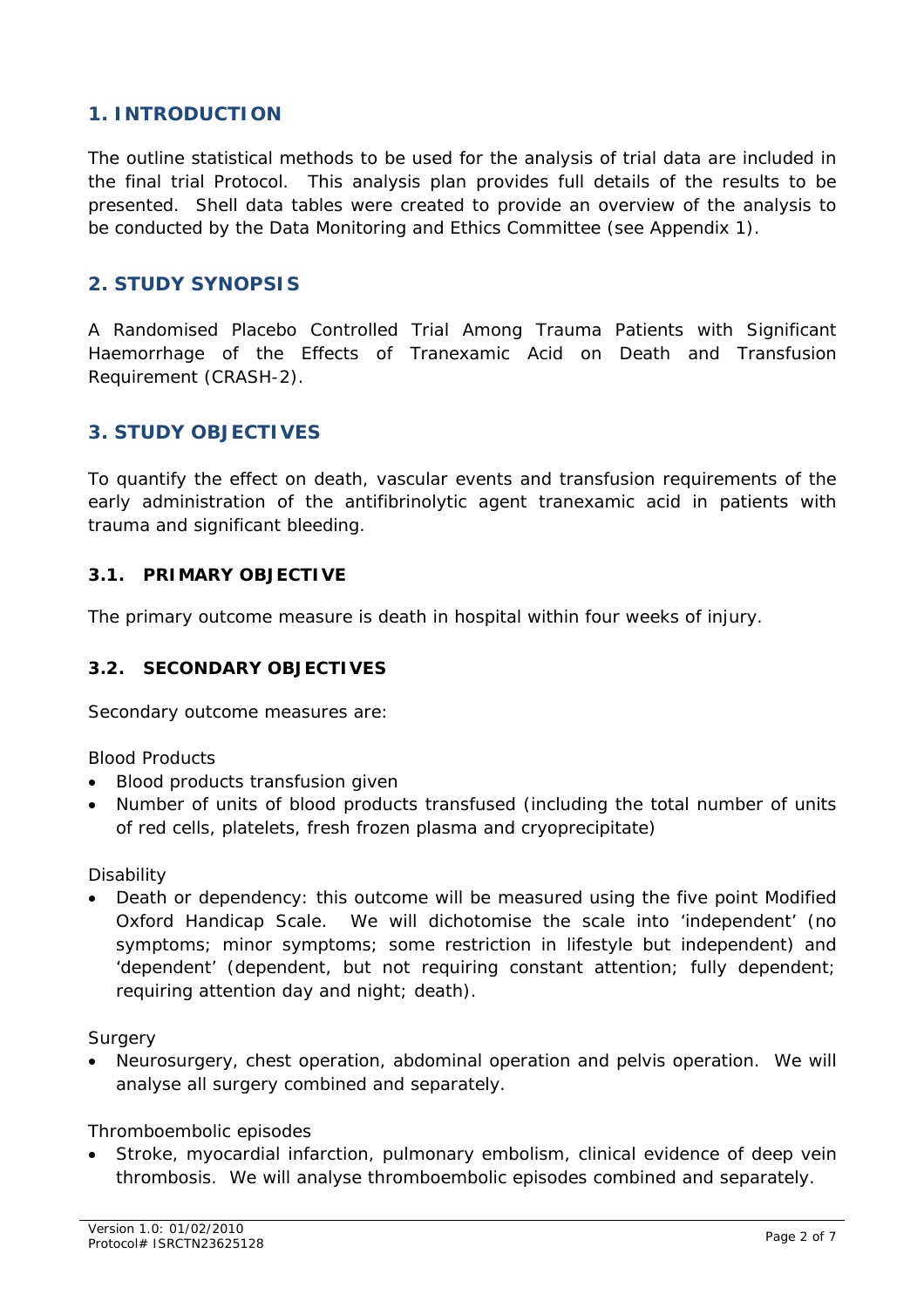## 1. INTRODUCTION

The outline statistical methods to be used for the analysis of trial data are included in the final trial Protocol. This analysis plan provides full details of the results to be presented. Shell data tables were created to provide an overview of the analysis to be conducted by the Data Monitoring and Ethics Committee (see Appendix 1).

## 2. STUDY SYNOPSIS

A Randomised Placebo Controlled Trial Among Trauma Patients with Significant Haemorrhage of the Effects of Tranexamic Acid on Death and Transfusion Requirement (CRASH-2).

## 3. STUDY OBJECTIVES

To quantify the effect on death, vascular events and transfusion requirements of the early administration of the antifibrinolytic agent tranexamic acid in patients with trauma and significant bleeding.

### 3.1. PRIMARY OBJECTIVE

The primary outcome measure is death in hospital within four weeks of injury.

### 3.2. SECONDARY OBJECTIVES

Secondary outcome measures are:

Blood Products

- Blood products transfusion given
- Number of units of blood products transfused (including the total number of units of red cells, platelets, fresh frozen plasma and cryoprecipitate)

Disability

- Death or dependency: this outcome will be measured using the five point Modified Oxford Handicap Scale. We will dichotomise the scale into 'independent' (no symptoms; minor symptoms; some restriction in lifestyle but independent) and 'dependent' (dependent, but not requiring constant attention; fully dependent; requiring attention day and night; death).

Surgery

- Neurosurgery, chest operation, abdominal operation and pelvis operation. We will analyse all surgery combined and separately.

Thromboembolic episodes

- Stroke, myocardial infarction, pulmonary embolism, clinical evidence of deep vein thrombosis. We will analyse thromboembolic episodes combined and separately.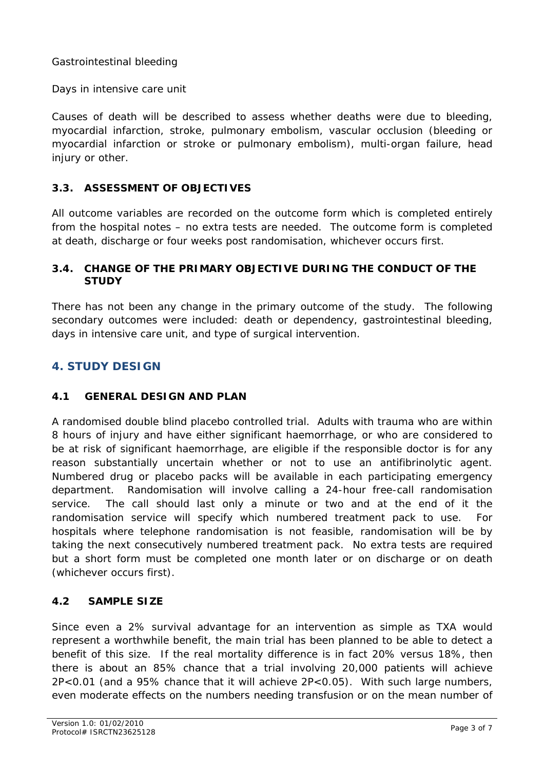Gastrointestinal bleeding

Days in intensive care unit

Causes of death will be described to assess whether deaths were due to bleeding, myocardial infarction, stroke, pulmonary embolism, vascular occlusion (bleeding or myocardial infarction or stroke or pulmonary embolism), multi-organ failure, head injury or other.

### 3.3. ASSESSMENT OF OBJECTIVES

All outcome variables are recorded on the outcome form which is completed entirely from the hospital notes – no extra tests are needed. The outcome form is completed at death, discharge or four weeks post randomisation, whichever occurs first.

### 3.4. CHANGE OF THE PRIMARY OBJECTIVE DURING THE CONDUCT OF THE STUDY

There has not been any change in the primary outcome of the study. The following secondary outcomes were included: death or dependency, gastrointestinal bleeding, days in intensive care unit, and type of surgical intervention.

## 4. STUDY DESIGN

### 4.1 GENERAL DESIGN AND PLAN

A randomised double blind placebo controlled trial. Adults with trauma who are within 8 hours of injury and have either significant haemorrhage, or who are considered to be at risk of significant haemorrhage, are eligible if the responsible doctor is for any reason substantially uncertain whether or not to use an antifibrinolytic agent. Numbered drug or placebo packs will be available in each participating emergency department. Randomisation will involve calling a 24-hour free-call randomisation service. The call should last only a minute or two and at the end of it the randomisation service will specify which numbered treatment pack to use. For hospitals where telephone randomisation is not feasible, randomisation will be by taking the next consecutively numbered treatment pack. No extra tests are required but a short form must be completed one month later or on discharge or on death (whichever occurs first).

### 4.2 SAMPLE SIZE

Since even a 2% survival advantage for an intervention as simple as TXA would represent a worthwhile benefit, the main trial has been planned to be able to detect a benefit of this size. If the real mortality difference is in fact 20% versus 18%, then there is about an 85% chance that a trial involving 20,000 patients will achieve $2P<0.01$ (and a 95% chance that it will achieve $2P<0.05$). With such large numbers, even moderate effects on the numbers needing transfusion or on the mean number of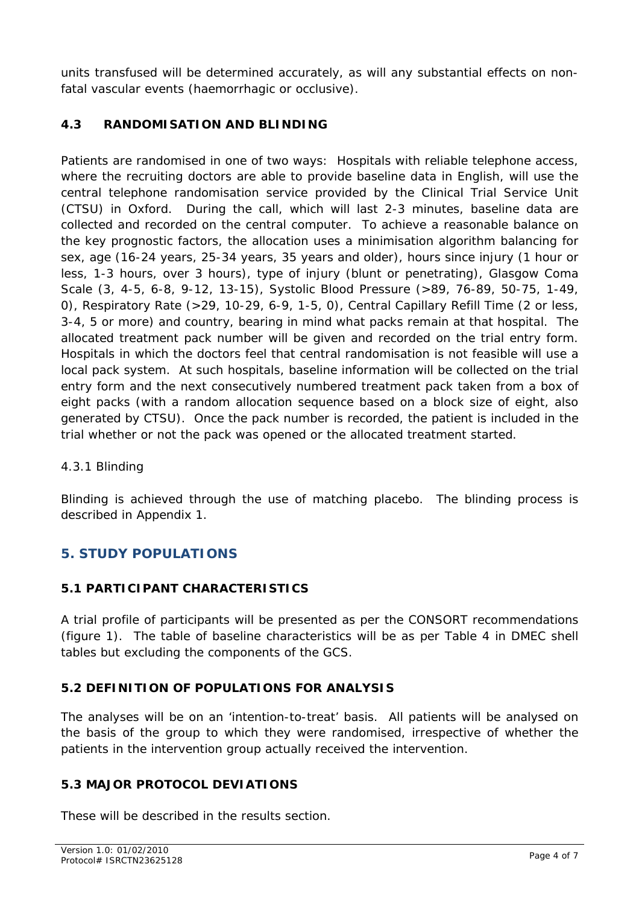units transfused will be determined accurately, as will any substantial effects on non-fatal vascular events (haemorrhagic or occlusive).

### 4.3 RANDOMISATION AND BLINDING

Patients are randomised in one of two ways: Hospitals with reliable telephone access, where the recruiting doctors are able to provide baseline data in English, will use the central telephone randomisation service provided by the Clinical Trial Service Unit (CTSU) in Oxford. During the call, which will last 2-3 minutes, baseline data are collected and recorded on the central computer. To achieve a reasonable balance on the key prognostic factors, the allocation uses a minimisation algorithm balancing for sex, age (16-24 years, 25-34 years, 35 years and older), hours since injury (1 hour or less, 1-3 hours, over 3 hours), type of injury (blunt or penetrating), Glasgow Coma Scale (3, 4-5, 6-8, 9-12, 13-15), Systolic Blood Pressure (>89, 76-89, 50-75, 1-49, 0), Respiratory Rate (>29, 10-29, 6-9, 1-5, 0), Central Capillary Refill Time (2 or less, 3-4, 5 or more) and country, bearing in mind what packs remain at that hospital. The allocated treatment pack number will be given and recorded on the trial entry form. Hospitals in which the doctors feel that central randomisation is not feasible will use a local pack system. At such hospitals, baseline information will be collected on the trial entry form and the next consecutively numbered treatment pack taken from a box of eight packs (with a random allocation sequence based on a block size of eight, also generated by CTSU). Once the pack number is recorded, the patient is included in the trial whether or not the pack was opened or the allocated treatment started.

#### 4.3.1 Blinding

Blinding is achieved through the use of matching placebo. The blinding process is described in Appendix 1.

## 5. STUDY POPULATIONS

### 5.1 PARTICIPANT CHARACTERISTICS

A trial profile of participants will be presented as per the CONSORT recommendations (figure 1). The table of baseline characteristics will be as per Table 4 in DMEC shell tables but excluding the components of the GCS.

### 5.2 DEFINITION OF POPULATIONS FOR ANALYSIS

The analyses will be on an 'intention-to-treat' basis. All patients will be analysed on the basis of the group to which they were randomised, irrespective of whether the patients in the intervention group actually received the intervention.

### 5.3 MAJOR PROTOCOL DEVIATIONS

These will be described in the results section.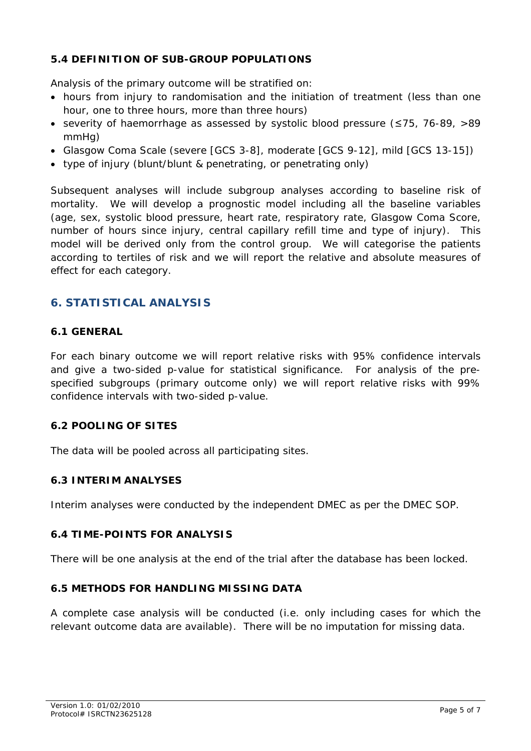### 5.4 DEFINITION OF SUB-GROUP POPULATIONS

Analysis of the primary outcome will be stratified on:

- hours from injury to randomisation and the initiation of treatment (less than one hour, one to three hours, more than three hours)
- severity of haemorrhage as assessed by systolic blood pressure (≤75, 76-89, >89 mmHg)
- Glasgow Coma Scale (severe [GCS 3-8], moderate [GCS 9-12], mild [GCS 13-15])
- type of injury (blunt/blunt & penetrating, or penetrating only)

Subsequent analyses will include subgroup analyses according to baseline risk of mortality. We will develop a prognostic model including all the baseline variables (age, sex, systolic blood pressure, heart rate, respiratory rate, Glasgow Coma Score, number of hours since injury, central capillary refill time and type of injury). This model will be derived only from the control group. We will categorise the patients according to tertiles of risk and we will report the relative and absolute measures of effect for each category.

## 6. STATISTICAL ANALYSIS

### 6.1 GENERAL

For each binary outcome we will report relative risks with 95% confidence intervals and give a two-sided p-value for statistical significance. For analysis of the pre-specified subgroups (primary outcome only) we will report relative risks with 99% confidence intervals with two-sided p-value.

### 6.2 POOLING OF SITES

The data will be pooled across all participating sites.

### 6.3 INTERIM ANALYSES

Interim analyses were conducted by the independent DMEC as per the DMEC SOP.

### 6.4 TIME-POINTS FOR ANALYSIS

There will be one analysis at the end of the trial after the database has been locked.

### 6.5 METHODS FOR HANDLING MISSING DATA

A complete case analysis will be conducted (i.e. only including cases for which the relevant outcome data are available). There will be no imputation for missing data.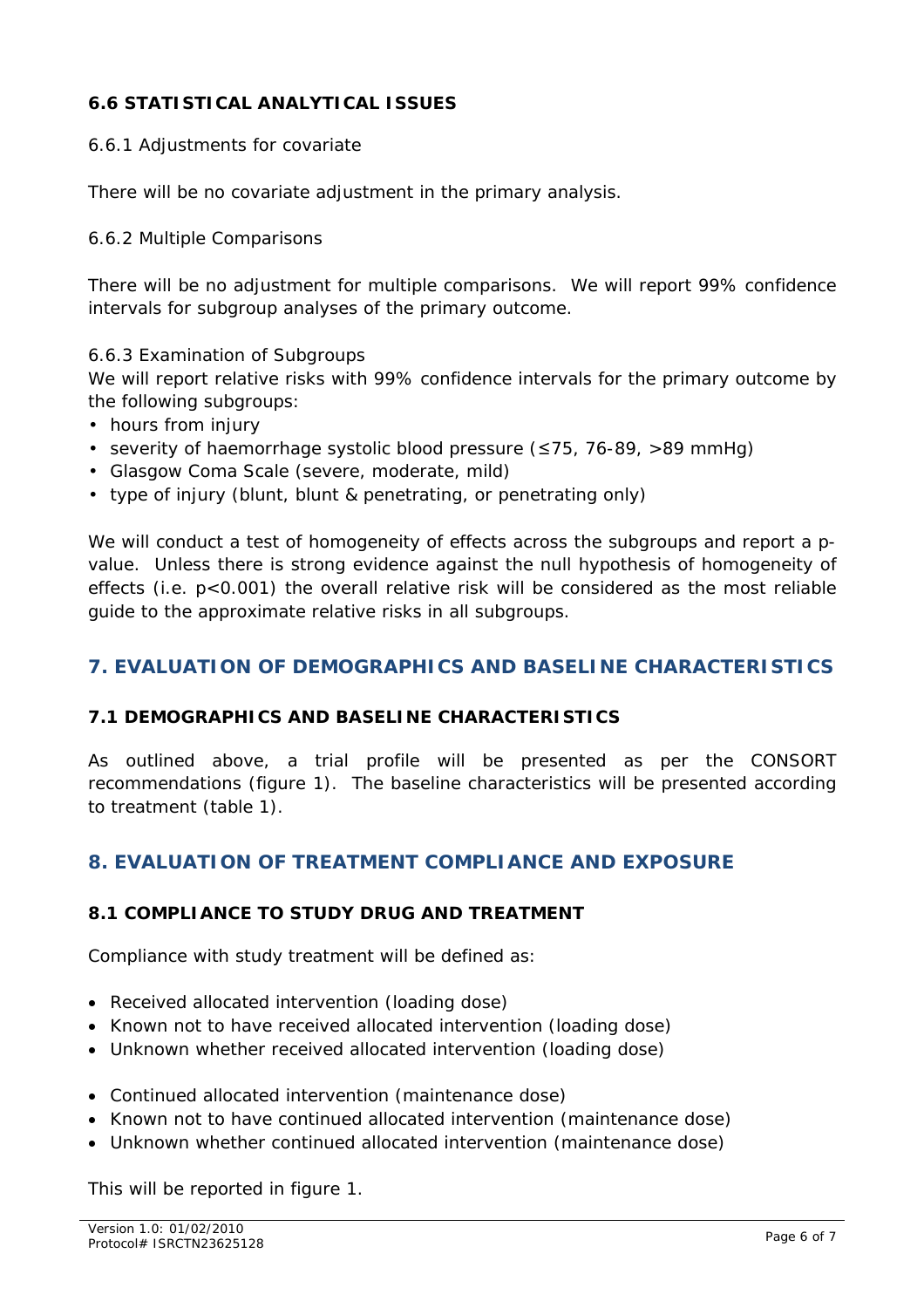### 6.6 STATISTICAL ANALYTICAL ISSUES

6.6.1 Adjustments for covariate

There will be no covariate adjustment in the primary analysis.

6.6.2 Multiple Comparisons

There will be no adjustment for multiple comparisons. We will report 99% confidence intervals for subgroup analyses of the primary outcome.

6.6.3 Examination of Subgroups

We will report relative risks with 99% confidence intervals for the primary outcome by the following subgroups:

- hours from injury
- severity of haemorrhage systolic blood pressure (≤75, 76-89, >89 mmHg)
- Glasgow Coma Scale (severe, moderate, mild)
- type of injury (blunt, blunt & penetrating, or penetrating only)

We will conduct a test of homogeneity of effects across the subgroups and report a p-value. Unless there is strong evidence against the null hypothesis of homogeneity of effects (i.e. $p<0.001$) the overall relative risk will be considered as the most reliable guide to the approximate relative risks in all subgroups.

## 7. EVALUATION OF DEMOGRAPHICS AND BASELINE CHARACTERISTICS

### 7.1 DEMOGRAPHICS AND BASELINE CHARACTERISTICS

As outlined above, a trial profile will be presented as per the CONSORT recommendations (figure 1). The baseline characteristics will be presented according to treatment (table 1).

## 8. EVALUATION OF TREATMENT COMPLIANCE AND EXPOSURE

### 8.1 COMPLIANCE TO STUDY DRUG AND TREATMENT

Compliance with study treatment will be defined as:

- Received allocated intervention (loading dose)
- Known not to have received allocated intervention (loading dose)
- Unknown whether received allocated intervention (loading dose)

- Continued allocated intervention (maintenance dose)
- Known not to have continued allocated intervention (maintenance dose)
- Unknown whether continued allocated intervention (maintenance dose)

This will be reported in figure 1.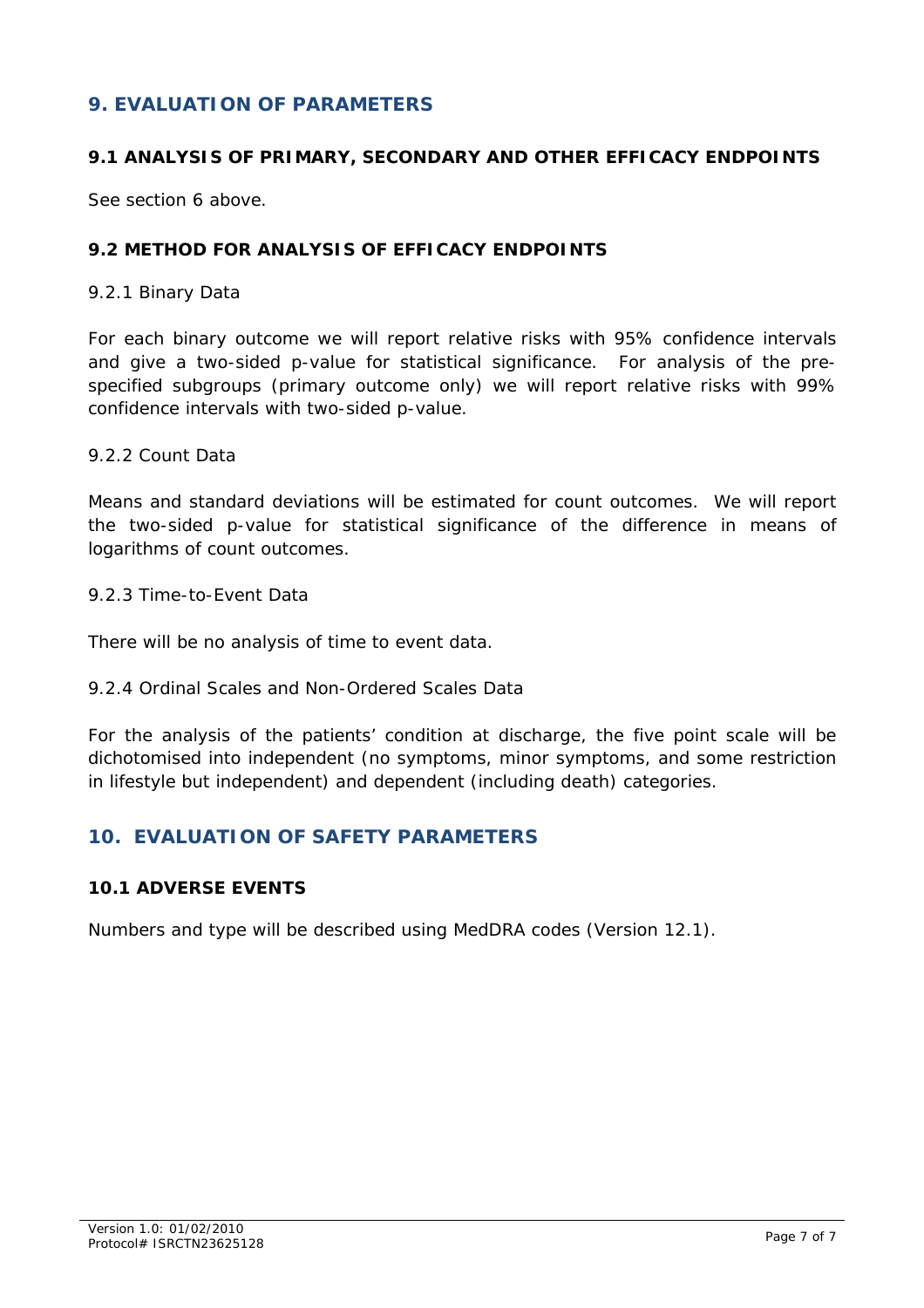## 9. EVALUATION OF PARAMETERS

### 9.1 ANALYSIS OF PRIMARY, SECONDARY AND OTHER EFFICACY ENDPOINTS

See section 6 above.

### 9.2 METHOD FOR ANALYSIS OF EFFICACY ENDPOINTS

9.2.1 Binary Data

For each binary outcome we will report relative risks with 95% confidence intervals and give a two-sided p-value for statistical significance. For analysis of the pre-specified subgroups (primary outcome only) we will report relative risks with 99% confidence intervals with two-sided p-value.

9.2.2 Count Data

Means and standard deviations will be estimated for count outcomes. We will report the two-sided p-value for statistical significance of the difference in means of logarithms of count outcomes.

9.2.3 Time-to-Event Data

There will be no analysis of time to event data.

9.2.4 Ordinal Scales and Non-Ordered Scales Data

For the analysis of the patients' condition at discharge, the five point scale will be dichotomised into independent (no symptoms, minor symptoms, and some restriction in lifestyle but independent) and dependent (including death) categories.

## 10. EVALUATION OF SAFETY PARAMETERS

### 10.1 ADVERSE EVENTS

Numbers and type will be described using MedDRA codes (Version 12.1).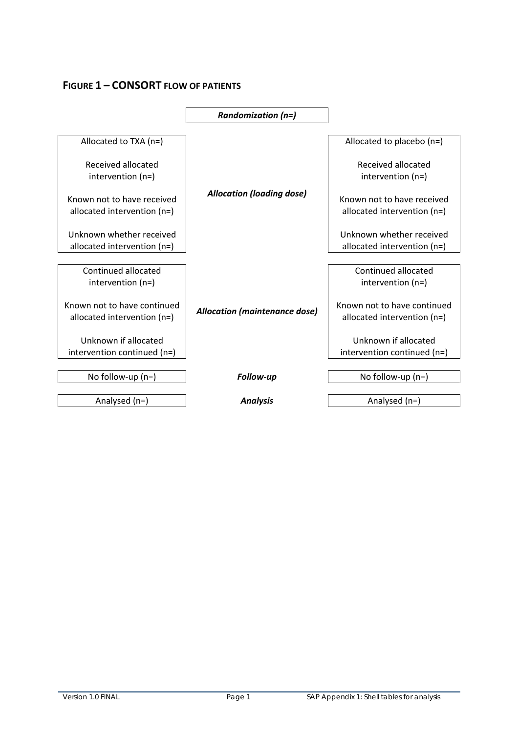## Figure 1 – CONSORT flow of patients

| TXA | Stage | Placebo |
|---|---|---|
| | ***Randomization (n=)*** | |
| Allocated to TXA (n=)<br><br>Received allocated intervention (n=)<br><br>Known not to have received allocated intervention (n=)<br><br>Unknown whether received allocated intervention (n=) | ***Allocation (loading dose)*** | Allocated to placebo (n=)<br><br>Received allocated intervention (n=)<br><br>Known not to have received allocated intervention (n=)<br><br>Unknown whether received allocated intervention (n=) |
| Continued allocated intervention (n=)<br><br>Known not to have continued allocated intervention (n=)<br><br>Unknown if allocated intervention continued (n=) | ***Allocation (maintenance dose)*** | Continued allocated intervention (n=)<br><br>Known not to have continued allocated intervention (n=)<br><br>Unknown if allocated intervention continued (n=) |
| No follow-up (n=) | ***Follow-up*** | No follow-up (n=) |
| Analysed (n=) | ***Analysis*** | Analysed (n=) |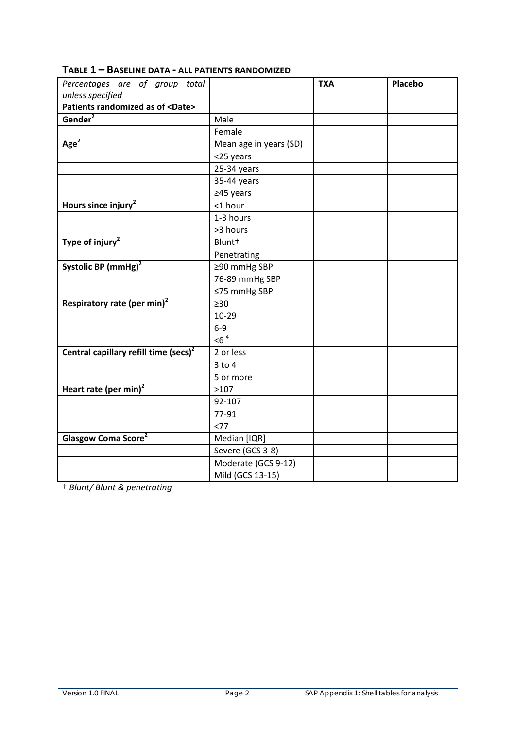## TABLE 1 – BASELINE DATA - ALL PATIENTS RANDOMIZED

| *Percentages are of group total unless specified* | | **TXA** | **Placebo** |
|---|---|---|---|
| **Patients randomized as of <Date>** | | | |
| **Gender**[2] | Male | | |
| | Female | | |
| **Age**[2] | Mean age in years (SD) | | |
| | <25 years | | |
| | 25-34 years | | |
| | 35-44 years | | |
| | ≥45 years | | |
| **Hours since injury**[2] | <1 hour | | |
| | 1-3 hours | | |
| | >3 hours | | |
| **Type of injury**[2] | Blunt† | | |
| | Penetrating | | |
| **Systolic BP (mmHg)**[2] | ≥90 mmHg SBP | | |
| | 76-89 mmHg SBP | | |
| | ≤75 mmHg SBP | | |
| **Respiratory rate (per min)**[2] | ≥30 | | |
| | 10-29 | | |
| | 6-9 | | |
| | <6 [4] | | |
| **Central capillary refill time (secs)**[2] | 2 or less | | |
| | 3 to 4 | | |
| | 5 or more | | |
| **Heart rate (per min)**[2] | >107 | | |
| | 92-107 | | |
| | 77-91 | | |
| | <77 | | |
| **Glasgow Coma Score**[2] | Median [IQR] | | |
| | Severe (GCS 3-8) | | |
| | Moderate (GCS 9-12) | | |
| | Mild (GCS 13-15) | | |

† *Blunt/ Blunt & penetrating*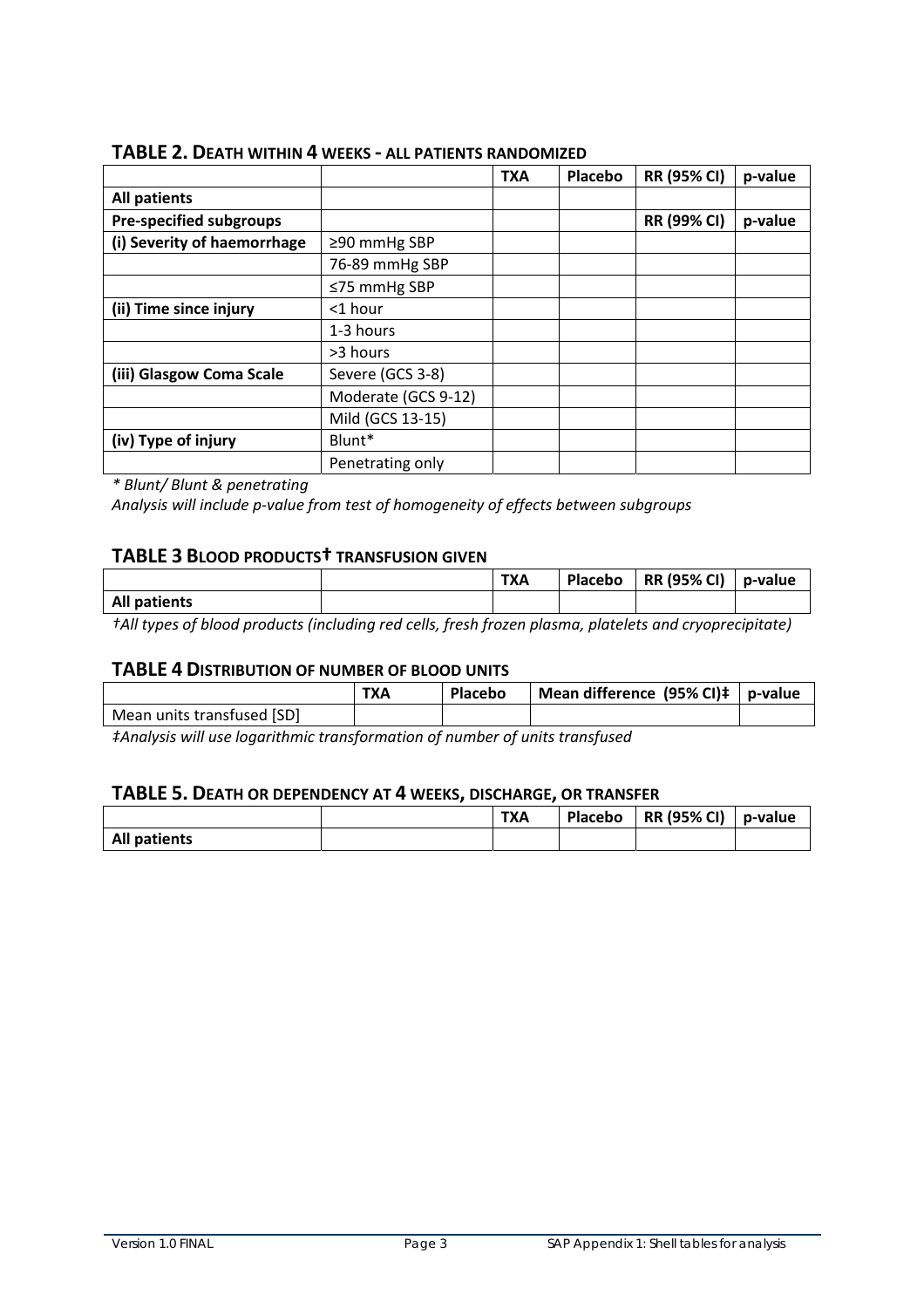### TABLE 2. DEATH WITHIN 4 WEEKS - ALL PATIENTS RANDOMIZED

| | | TXA | Placebo | RR (95% CI) | p-value |
|---|---|---|---|---|---|
| **All patients** | | | | | |
| **Pre-specified subgroups** | | | | **RR (99% CI)** | **p-value** |
| **(i) Severity of haemorrhage** | ≥90 mmHg SBP | | | | |
| | 76-89 mmHg SBP | | | | |
| | ≤75 mmHg SBP | | | | |
| **(ii) Time since injury** | <1 hour | | | | |
| | 1-3 hours | | | | |
| | >3 hours | | | | |
| **(iii) Glasgow Coma Scale** | Severe (GCS 3-8) | | | | |
| | Moderate (GCS 9-12) | | | | |
| | Mild (GCS 13-15) | | | | |
| **(iv) Type of injury** | Blunt* | | | | |
| | Penetrating only | | | | |

*\* Blunt/ Blunt & penetrating*

*Analysis will include p-value from test of homogeneity of effects between subgroups*

### TABLE 3 BLOOD PRODUCTS† TRANSFUSION GIVEN

| | | TXA | Placebo | RR (95% CI) | p-value |
|---|---|---|---|---|---|
| **All patients** | | | | | |

*†All types of blood products (including red cells, fresh frozen plasma, platelets and cryoprecipitate)*

### TABLE 4 DISTRIBUTION OF NUMBER OF BLOOD UNITS

| | TXA | Placebo | Mean difference (95% CI)‡ | p-value |
|---|---|---|---|---|
| Mean units transfused [SD] | | | | |

*‡Analysis will use logarithmic transformation of number of units transfused*

### TABLE 5. DEATH OR DEPENDENCY AT 4 WEEKS, DISCHARGE, OR TRANSFER

| | | TXA | Placebo | RR (95% CI) | p-value |
|---|---|---|---|---|---|
| **All patients** | | | | | |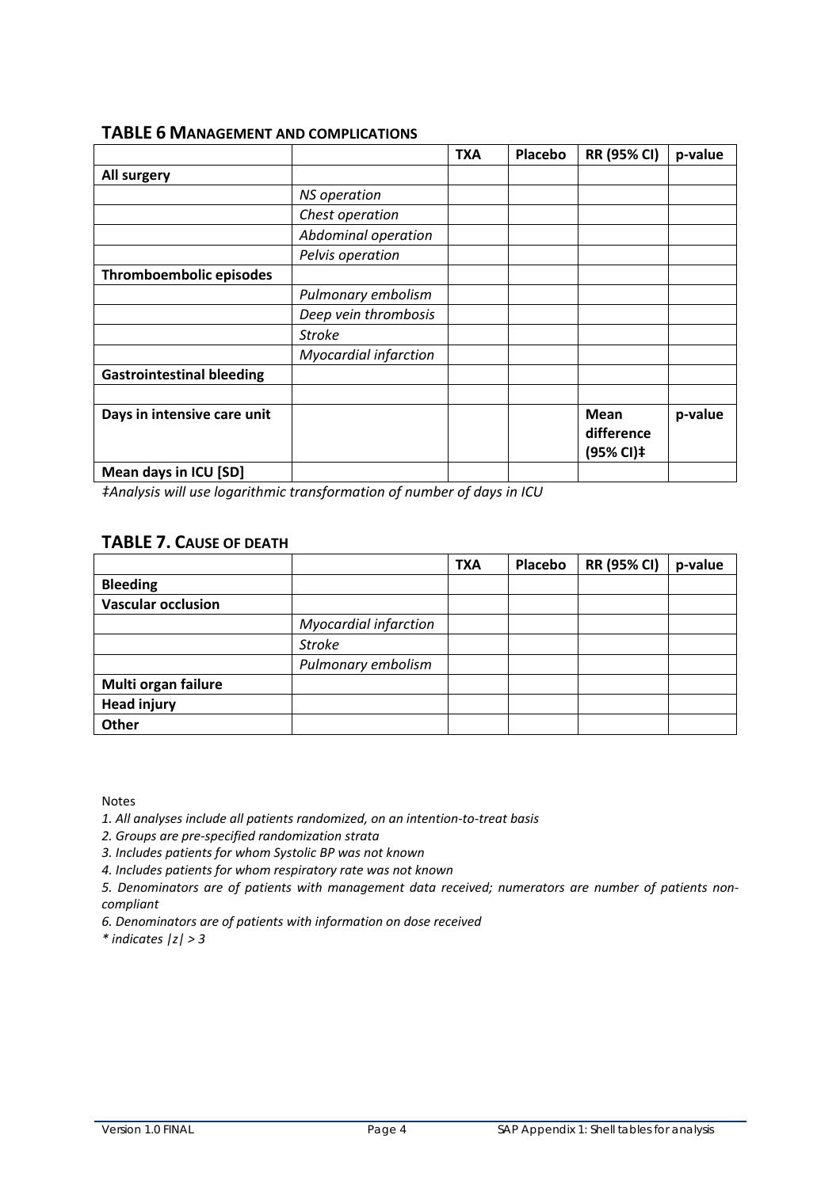## TABLE 6 MANAGEMENT AND COMPLICATIONS

| | | TXA | Placebo | RR (95% CI) | p-value |
|---|---|---|---|---|---|
| **All surgery** | | | | | |
| | *NS operation* | | | | |
| | *Chest operation* | | | | |
| | *Abdominal operation* | | | | |
| | *Pelvis operation* | | | | |
| **Thromboembolic episodes** | | | | | |
| | *Pulmonary embolism* | | | | |
| | *Deep vein thrombosis* | | | | |
| | *Stroke* | | | | |
| | *Myocardial infarction* | | | | |
| **Gastrointestinal bleeding** | | | | | |
| | | | | | |
| **Days in intensive care unit** | | | | **Mean difference (95% CI)‡** | **p-value** |
| **Mean days in ICU [SD]** | | | | | |

*‡Analysis will use logarithmic transformation of number of days in ICU*

## TABLE 7. CAUSE OF DEATH

| | | TXA | Placebo | RR (95% CI) | p-value |
|---|---|---|---|---|---|
| **Bleeding** | | | | | |
| **Vascular occlusion** | | | | | |
| | *Myocardial infarction* | | | | |
| | *Stroke* | | | | |
| | *Pulmonary embolism* | | | | |
| **Multi organ failure** | | | | | |
| **Head injury** | | | | | |
| **Other** | | | | | |

Notes

*1. All analyses include all patients randomized, on an intention-to-treat basis*

*2. Groups are pre-specified randomization strata*

*3. Includes patients for whom Systolic BP was not known*

*4. Includes patients for whom respiratory rate was not known*

*5. Denominators are of patients with management data received; numerators are number of patients non-compliant*

*6. Denominators are of patients with information on dose received*

*\* indicates $|z| > 3$*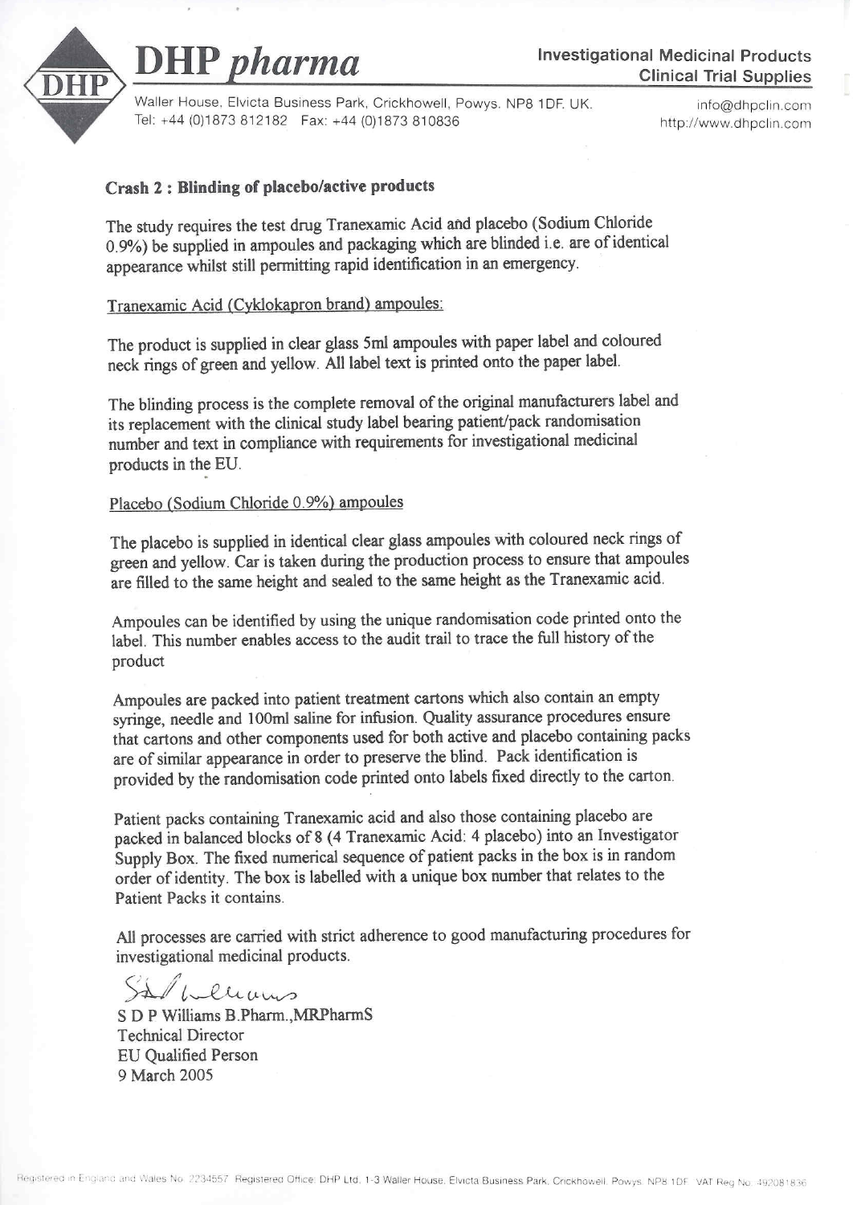# DHP pharma

**Investigational Medicinal Products**
**Clinical Trial Supplies**

Waller House, Elvicta Business Park, Crickhowell, Powys. NP8 1DF. UK.
Tel: +44 (0)1873 812182 Fax: +44 (0)1873 810836

info@dhpclin.com
http://www.dhpclin.com

## Crash 2 : Blinding of placebo/active products

The study requires the test drug Tranexamic Acid and placebo (Sodium Chloride 0.9%) be supplied in ampoules and packaging which are blinded i.e. are of identical appearance whilst still permitting rapid identification in an emergency.

Tranexamic Acid (Cyklokapron brand) ampoules:

The product is supplied in clear glass 5ml ampoules with paper label and coloured neck rings of green and yellow. All label text is printed onto the paper label.

The blinding process is the complete removal of the original manufacturers label and its replacement with the clinical study label bearing patient/pack randomisation number and text in compliance with requirements for investigational medicinal products in the EU.

Placebo (Sodium Chloride 0.9%) ampoules

The placebo is supplied in identical clear glass ampoules with coloured neck rings of green and yellow. Car is taken during the production process to ensure that ampoules are filled to the same height and sealed to the same height as the Tranexamic acid.

Ampoules can be identified by using the unique randomisation code printed onto the label. This number enables access to the audit trail to trace the full history of the product

Ampoules are packed into patient treatment cartons which also contain an empty syringe, needle and 100ml saline for infusion. Quality assurance procedures ensure that cartons and other components used for both active and placebo containing packs are of similar appearance in order to preserve the blind. Pack identification is provided by the randomisation code printed onto labels fixed directly to the carton.

Patient packs containing Tranexamic acid and also those containing placebo are packed in balanced blocks of 8 (4 Tranexamic Acid: 4 placebo) into an Investigator Supply Box. The fixed numerical sequence of patient packs in the box is in random order of identity. The box is labelled with a unique box number that relates to the Patient Packs it contains.

All processes are carried with strict adherence to good manufacturing procedures for investigational medicinal products.

S D P Williams B.Pharm.,MRPharmS
Technical Director
EU Qualified Person
9 March 2005

Registered in England and Wales No. 2234557 Registered Office: DHP Ltd, 1-3 Waller House, Elvicta Business Park, Crickhowell, Powys. NP8 1DF VAT Reg No. 492081836